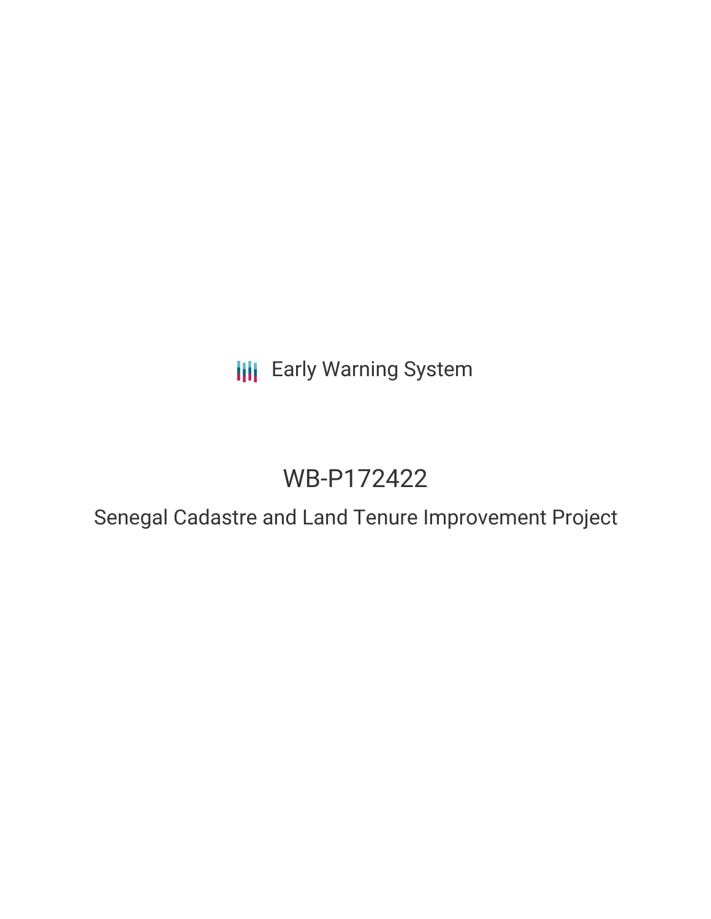Early Warning System

# WB-P172422

## Senegal Cadastre and Land Tenure Improvement Project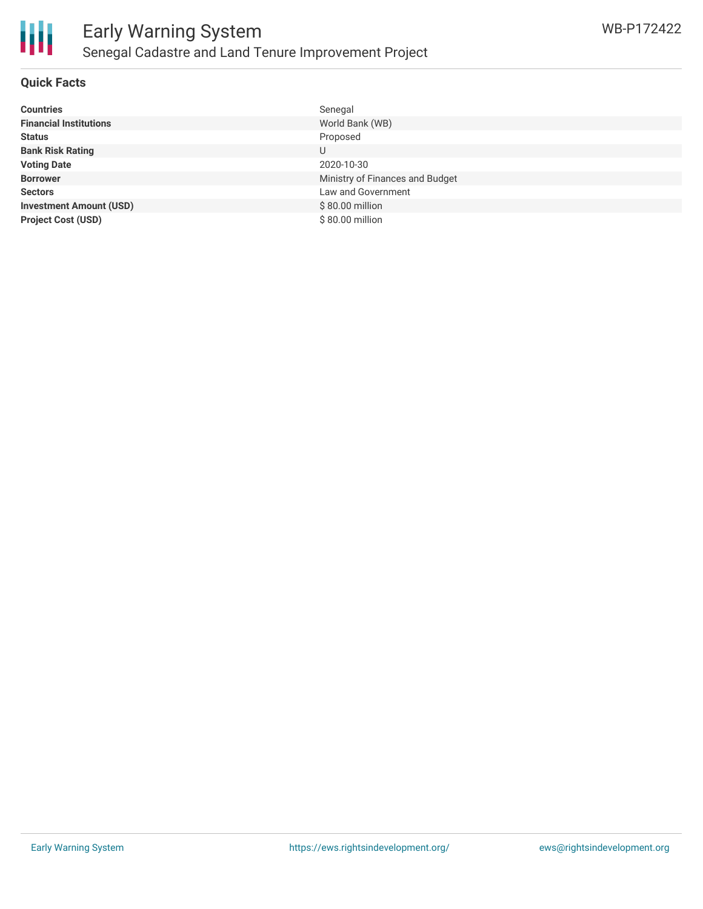# Early Warning System

## Senegal Cadastre and Land Tenure Improvement Project

WB-P172422

### Quick Facts

| | |
|---|---|
| **Countries** | Senegal |
| **Financial Institutions** | World Bank (WB) |
| **Status** | Proposed |
| **Bank Risk Rating** | U |
| **Voting Date** | 2020-10-30 |
| **Borrower** | Ministry of Finances and Budget |
| **Sectors** | Law and Government |
| **Investment Amount (USD)** | $ 80.00 million |
| **Project Cost (USD)** | $ 80.00 million |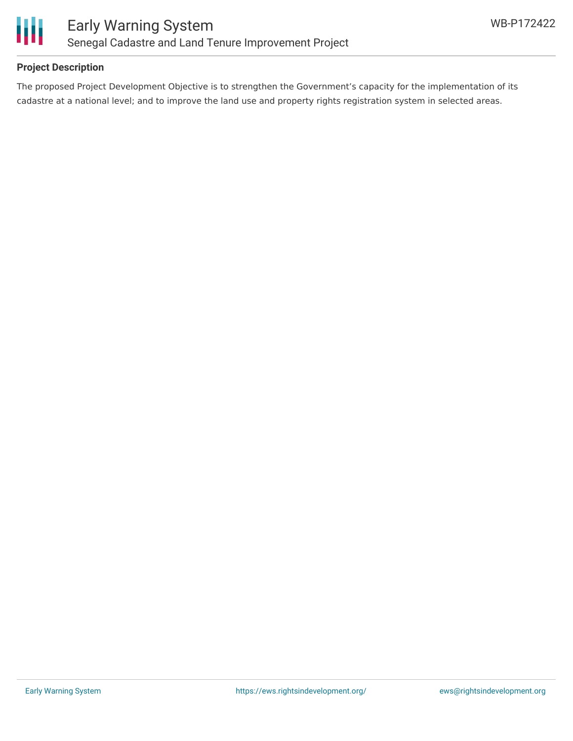**Project Description**

The proposed Project Development Objective is to strengthen the Government's capacity for the implementation of its cadastre at a national level; and to improve the land use and property rights registration system in selected areas.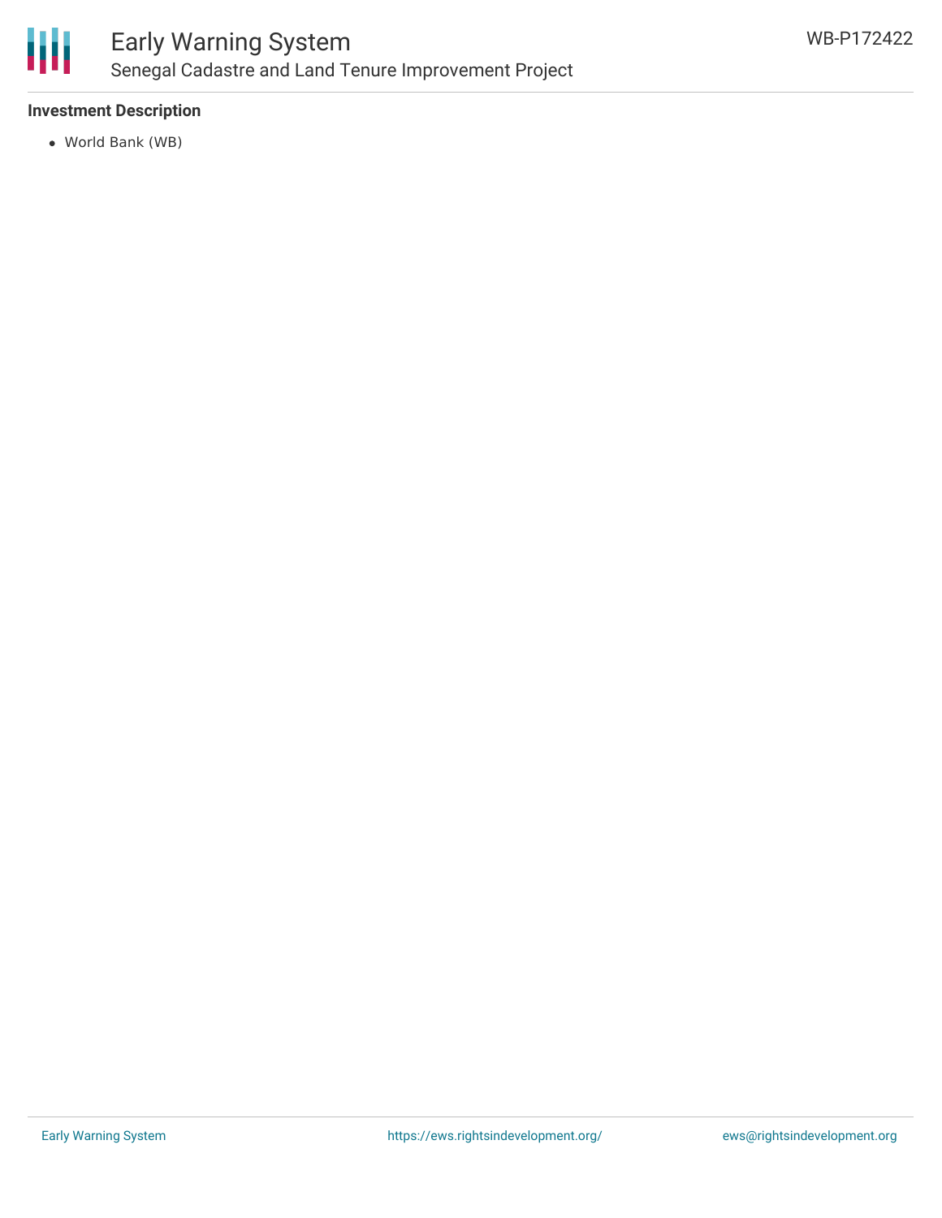### Investment Description

- World Bank (WB)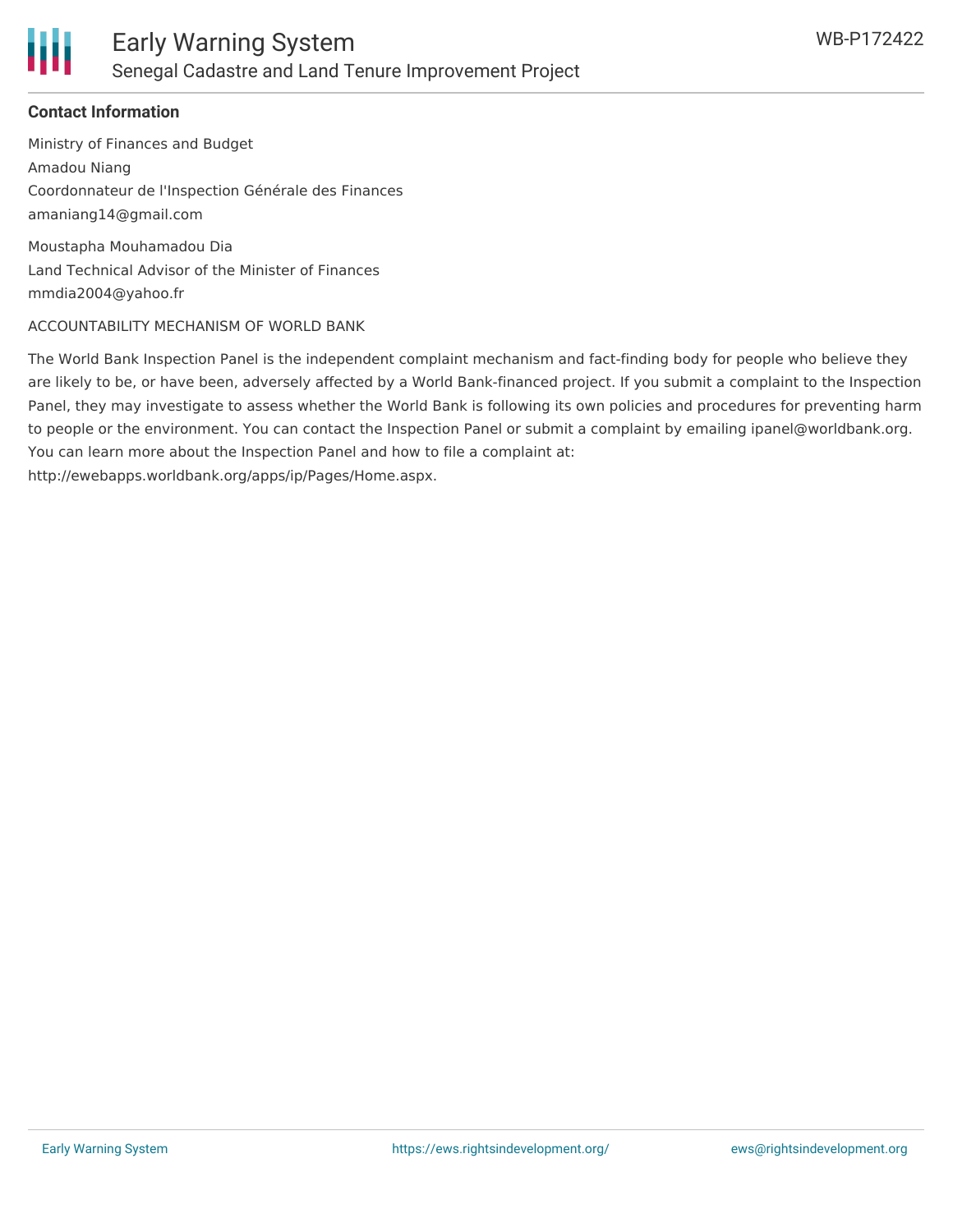**Contact Information**

Ministry of Finances and Budget
Amadou Niang
Coordonnateur de l'Inspection Générale des Finances
amaniang14@gmail.com

Moustapha Mouhamadou Dia
Land Technical Advisor of the Minister of Finances
mmdia2004@yahoo.fr

ACCOUNTABILITY MECHANISM OF WORLD BANK

The World Bank Inspection Panel is the independent complaint mechanism and fact-finding body for people who believe they are likely to be, or have been, adversely affected by a World Bank-financed project. If you submit a complaint to the Inspection Panel, they may investigate to assess whether the World Bank is following its own policies and procedures for preventing harm to people or the environment. You can contact the Inspection Panel or submit a complaint by emailing ipanel@worldbank.org. You can learn more about the Inspection Panel and how to file a complaint at: http://ewebapps.worldbank.org/apps/ip/Pages/Home.aspx.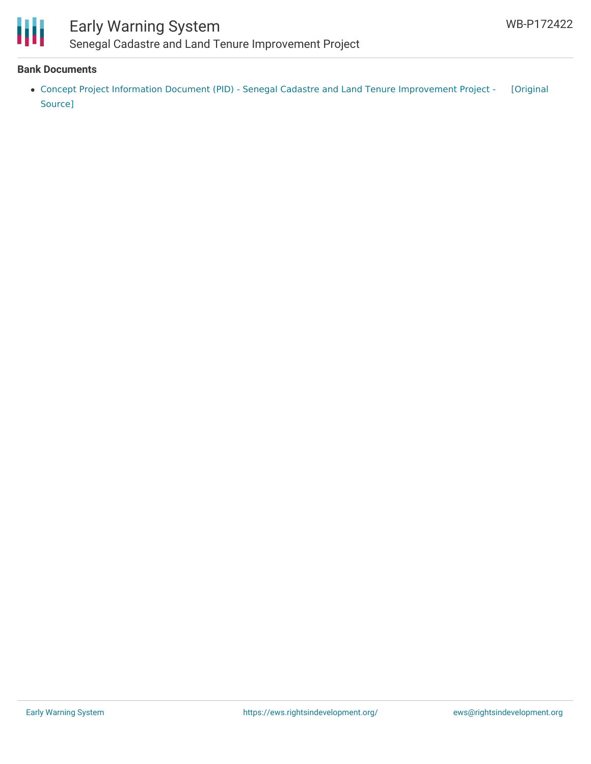**Bank Documents**

- Concept Project Information Document (PID) - Senegal Cadastre and Land Tenure Improvement Project - [Original Source]